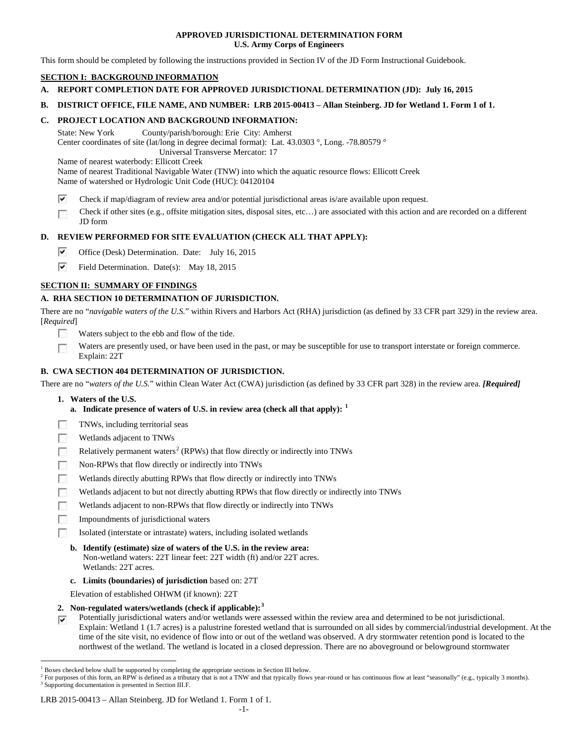**APPROVED JURISDICTIONAL DETERMINATION FORM**
**U.S. Army Corps of Engineers**

This form should be completed by following the instructions provided in Section IV of the JD Form Instructional Guidebook.

## SECTION I: BACKGROUND INFORMATION

**A. REPORT COMPLETION DATE FOR APPROVED JURISDICTIONAL DETERMINATION (JD): July 16, 2015**

**B. DISTRICT OFFICE, FILE NAME, AND NUMBER: LRB 2015-00413 – Allan Steinberg. JD for Wetland 1. Form 1 of 1.**

**C. PROJECT LOCATION AND BACKGROUND INFORMATION:**

State: New York  County/parish/borough: Erie  City: Amherst
Center coordinates of site (lat/long in degree decimal format): Lat. 43.0303 °, Long. -78.80579 °
Universal Transverse Mercator: 17
Name of nearest waterbody: Ellicott Creek
Name of nearest Traditional Navigable Water (TNW) into which the aquatic resource flows: Ellicott Creek
Name of watershed or Hydrologic Unit Code (HUC): 04120104

- [x] Check if map/diagram of review area and/or potential jurisdictional areas is/are available upon request.
- [ ] Check if other sites (e.g., offsite mitigation sites, disposal sites, etc…) are associated with this action and are recorded on a different JD form

**D. REVIEW PERFORMED FOR SITE EVALUATION (CHECK ALL THAT APPLY):**

- [x] Office (Desk) Determination. Date: July 16, 2015
- [x] Field Determination. Date(s): May 18, 2015

## SECTION II: SUMMARY OF FINDINGS

**A. RHA SECTION 10 DETERMINATION OF JURISDICTION.**

There are no "*navigable waters of the U.S.*" within Rivers and Harbors Act (RHA) jurisdiction (as defined by 33 CFR part 329) in the review area. [*Required*]

- [ ] Waters subject to the ebb and flow of the tide.
- [ ] Waters are presently used, or have been used in the past, or may be susceptible for use to transport interstate or foreign commerce. Explain: 22T

**B. CWA SECTION 404 DETERMINATION OF JURISDICTION.**

There are no "*waters of the U.S.*" within Clean Water Act (CWA) jurisdiction (as defined by 33 CFR part 328) in the review area. ***[Required]***

**1. Waters of the U.S.**

**a. Indicate presence of waters of U.S. in review area (check all that apply):** [1]

- [ ] TNWs, including territorial seas
- [ ] Wetlands adjacent to TNWs
- [ ] Relatively permanent waters[2] (RPWs) that flow directly or indirectly into TNWs
- [ ] Non-RPWs that flow directly or indirectly into TNWs
- [ ] Wetlands directly abutting RPWs that flow directly or indirectly into TNWs
- [ ] Wetlands adjacent to but not directly abutting RPWs that flow directly or indirectly into TNWs
- [ ] Wetlands adjacent to non-RPWs that flow directly or indirectly into TNWs
- [ ] Impoundments of jurisdictional waters
- [ ] Isolated (interstate or intrastate) waters, including isolated wetlands

**b. Identify (estimate) size of waters of the U.S. in the review area:**
Non-wetland waters: 22T linear feet: 22T width (ft) and/or 22T acres.
Wetlands: 22T acres.

**c. Limits (boundaries) of jurisdiction** based on: 27T

Elevation of established OHWM (if known): 22T

**2. Non-regulated waters/wetlands (check if applicable):**[3]

- [x] Potentially jurisdictional waters and/or wetlands were assessed within the review area and determined to be not jurisdictional. Explain: Wetland 1 (1.7 acres) is a palustrine forested wetland that is surrounded on all sides by commercial/industrial development. At the time of the site visit, no evidence of flow into or out of the wetland was observed. A dry stormwater retention pond is located to the northwest of the wetland. The wetland is located in a closed depression. There are no aboveground or belowground stormwater

---

[1] Boxes checked below shall be supported by completing the appropriate sections in Section III below.
[2] For purposes of this form, an RPW is defined as a tributary that is not a TNW and that typically flows year-round or has continuous flow at least "seasonally" (e.g., typically 3 months).
[3] Supporting documentation is presented in Section III.F.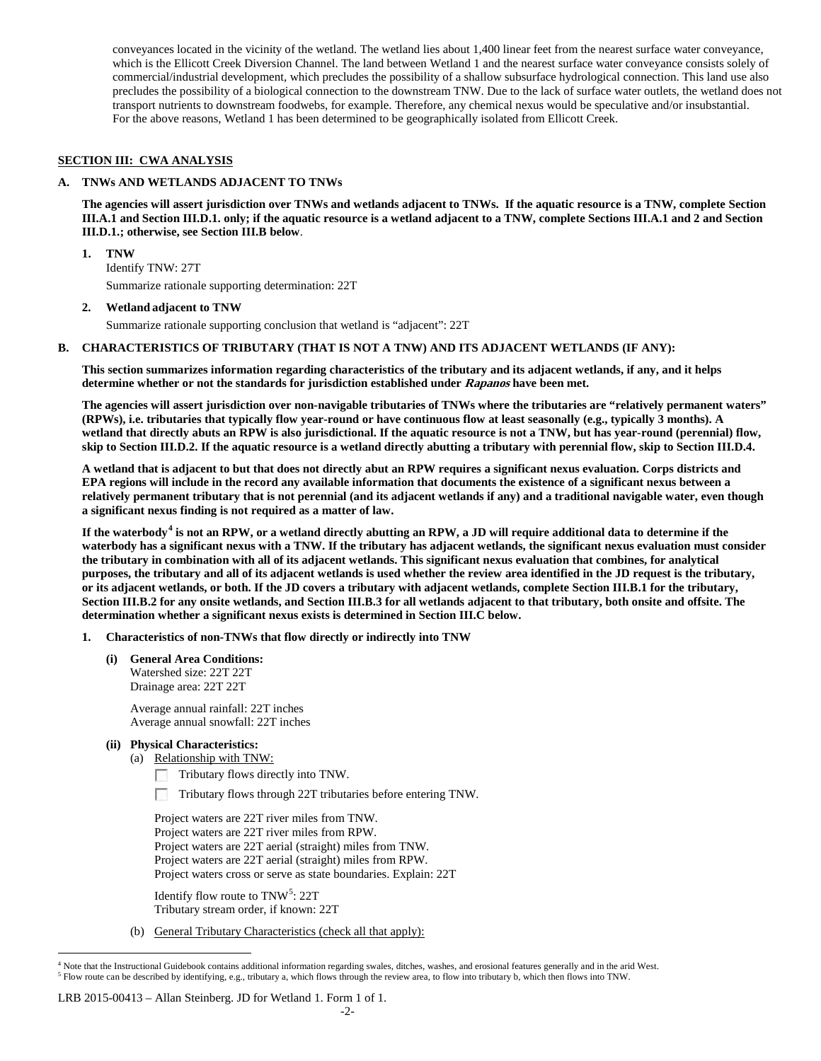conveyances located in the vicinity of the wetland. The wetland lies about 1,400 linear feet from the nearest surface water conveyance, which is the Ellicott Creek Diversion Channel. The land between Wetland 1 and the nearest surface water conveyance consists solely of commercial/industrial development, which precludes the possibility of a shallow subsurface hydrological connection. This land use also precludes the possibility of a biological connection to the downstream TNW. Due to the lack of surface water outlets, the wetland does not transport nutrients to downstream foodwebs, for example. Therefore, any chemical nexus would be speculative and/or insubstantial. For the above reasons, Wetland 1 has been determined to be geographically isolated from Ellicott Creek.

## SECTION III: CWA ANALYSIS

### A. TNWs AND WETLANDS ADJACENT TO TNWs

**The agencies will assert jurisdiction over TNWs and wetlands adjacent to TNWs. If the aquatic resource is a TNW, complete Section III.A.1 and Section III.D.1. only; if the aquatic resource is a wetland adjacent to a TNW, complete Sections III.A.1 and 2 and Section III.D.1.; otherwise, see Section III.B below**.

1. **TNW**
   Identify TNW: 27T
   Summarize rationale supporting determination: 22T

2. **Wetland adjacent to TNW**
   Summarize rationale supporting conclusion that wetland is "adjacent": 22T

### B. CHARACTERISTICS OF TRIBUTARY (THAT IS NOT A TNW) AND ITS ADJACENT WETLANDS (IF ANY):

**This section summarizes information regarding characteristics of the tributary and its adjacent wetlands, if any, and it helps determine whether or not the standards for jurisdiction established under *Rapanos* have been met.**

**The agencies will assert jurisdiction over non-navigable tributaries of TNWs where the tributaries are "relatively permanent waters" (RPWs), i.e. tributaries that typically flow year-round or have continuous flow at least seasonally (e.g., typically 3 months). A wetland that directly abuts an RPW is also jurisdictional. If the aquatic resource is not a TNW, but has year-round (perennial) flow, skip to Section III.D.2. If the aquatic resource is a wetland directly abutting a tributary with perennial flow, skip to Section III.D.4.**

**A wetland that is adjacent to but that does not directly abut an RPW requires a significant nexus evaluation. Corps districts and EPA regions will include in the record any available information that documents the existence of a significant nexus between a relatively permanent tributary that is not perennial (and its adjacent wetlands if any) and a traditional navigable water, even though a significant nexus finding is not required as a matter of law.**

**If the waterbody[4] is not an RPW, or a wetland directly abutting an RPW, a JD will require additional data to determine if the waterbody has a significant nexus with a TNW. If the tributary has adjacent wetlands, the significant nexus evaluation must consider the tributary in combination with all of its adjacent wetlands. This significant nexus evaluation that combines, for analytical purposes, the tributary and all of its adjacent wetlands is used whether the review area identified in the JD request is the tributary, or its adjacent wetlands, or both. If the JD covers a tributary with adjacent wetlands, complete Section III.B.1 for the tributary, Section III.B.2 for any onsite wetlands, and Section III.B.3 for all wetlands adjacent to that tributary, both onsite and offsite. The determination whether a significant nexus exists is determined in Section III.C below.**

1. **Characteristics of non-TNWs that flow directly or indirectly into TNW**

   **(i) General Area Conditions:**
   Watershed size: 22T 22T
   Drainage area: 22T 22T

   Average annual rainfall: 22T inches
   Average annual snowfall: 22T inches

   **(ii) Physical Characteristics:**
   (a) Relationship with TNW:
   - ☐ Tributary flows directly into TNW.
   - ☐ Tributary flows through 22T tributaries before entering TNW.

   Project waters are 22T river miles from TNW.
   Project waters are 22T river miles from RPW.
   Project waters are 22T aerial (straight) miles from TNW.
   Project waters are 22T aerial (straight) miles from RPW.
   Project waters cross or serve as state boundaries. Explain: 22T

   Identify flow route to TNW[5]: 22T
   Tributary stream order, if known: 22T

   (b) General Tributary Characteristics (check all that apply):

[4] Note that the Instructional Guidebook contains additional information regarding swales, ditches, washes, and erosional features generally and in the arid West.
[5] Flow route can be described by identifying, e.g., tributary a, which flows through the review area, to flow into tributary b, which then flows into TNW.

LRB 2015-00413 – Allan Steinberg. JD for Wetland 1. Form 1 of 1.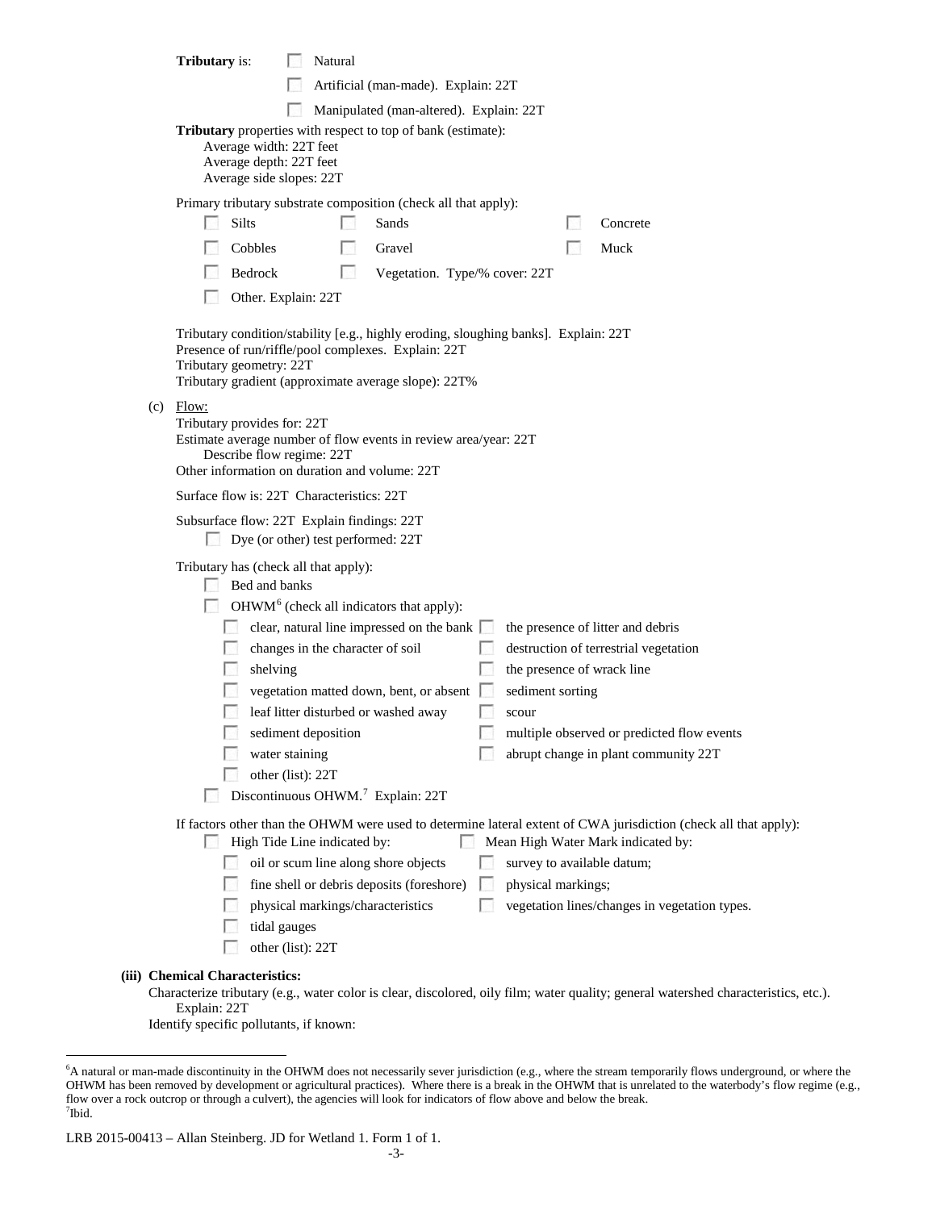**Tributary** is:

- ☐ Natural
- ☐ Artificial (man-made). Explain: 22T
- ☐ Manipulated (man-altered). Explain: 22T

**Tributary** properties with respect to top of bank (estimate):

Average width: 22T feet
Average depth: 22T feet
Average side slopes: 22T

Primary tributary substrate composition (check all that apply):

- ☐ Silts
- ☐ Sands
- ☐ Concrete
- ☐ Cobbles
- ☐ Gravel
- ☐ Muck
- ☐ Bedrock
- ☐ Vegetation. Type/% cover: 22T
- ☐ Other. Explain: 22T

Tributary condition/stability [e.g., highly eroding, sloughing banks]. Explain: 22T
Presence of run/riffle/pool complexes. Explain: 22T
Tributary geometry: 22T
Tributary gradient (approximate average slope): 22T%

(c) Flow:

Tributary provides for: 22T
Estimate average number of flow events in review area/year: 22T
Describe flow regime: 22T
Other information on duration and volume: 22T

Surface flow is: 22T Characteristics: 22T

Subsurface flow: 22T Explain findings: 22T

- ☐ Dye (or other) test performed: 22T

Tributary has (check all that apply):

- ☐ Bed and banks
- ☐ OHWM[6] (check all indicators that apply):
  - ☐ clear, natural line impressed on the bank
  - ☐ the presence of litter and debris
  - ☐ changes in the character of soil
  - ☐ destruction of terrestrial vegetation
  - ☐ shelving
  - ☐ the presence of wrack line
  - ☐ vegetation matted down, bent, or absent
  - ☐ sediment sorting
  - ☐ leaf litter disturbed or washed away
  - ☐ scour
  - ☐ sediment deposition
  - ☐ multiple observed or predicted flow events
  - ☐ water staining
  - ☐ abrupt change in plant community 22T
  - ☐ other (list): 22T
- ☐ Discontinuous OHWM.[7] Explain: 22T

If factors other than the OHWM were used to determine lateral extent of CWA jurisdiction (check all that apply):

- ☐ High Tide Line indicated by:
  - ☐ oil or scum line along shore objects
  - ☐ fine shell or debris deposits (foreshore)
  - ☐ physical markings/characteristics
  - ☐ tidal gauges
  - ☐ other (list): 22T
- ☐ Mean High Water Mark indicated by:
  - ☐ survey to available datum;
  - ☐ physical markings;
  - ☐ vegetation lines/changes in vegetation types.

**(iii) Chemical Characteristics:**

Characterize tributary (e.g., water color is clear, discolored, oily film; water quality; general watershed characteristics, etc.). Explain: 22T

Identify specific pollutants, if known:

---

[6]A natural or man-made discontinuity in the OHWM does not necessarily sever jurisdiction (e.g., where the stream temporarily flows underground, or where the OHWM has been removed by development or agricultural practices). Where there is a break in the OHWM that is unrelated to the waterbody's flow regime (e.g., flow over a rock outcrop or through a culvert), the agencies will look for indicators of flow above and below the break.
[7]Ibid.

LRB 2015-00413 – Allan Steinberg. JD for Wetland 1. Form 1 of 1.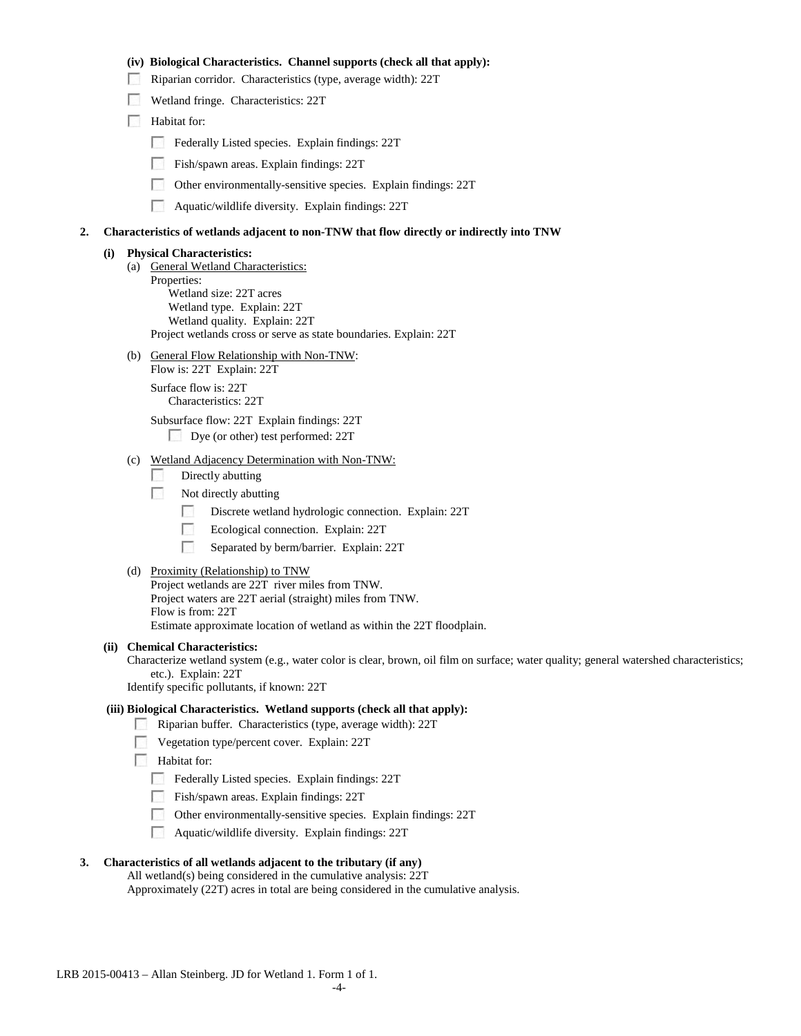**(iv) Biological Characteristics. Channel supports (check all that apply):**

- ☐ Riparian corridor. Characteristics (type, average width): 22T
- ☐ Wetland fringe. Characteristics: 22T
- ☐ Habitat for:
  - ☐ Federally Listed species. Explain findings: 22T
  - ☐ Fish/spawn areas. Explain findings: 22T
  - ☐ Other environmentally-sensitive species. Explain findings: 22T
  - ☐ Aquatic/wildlife diversity. Explain findings: 22T

**2. Characteristics of wetlands adjacent to non-TNW that flow directly or indirectly into TNW**

**(i) Physical Characteristics:**

(a) General Wetland Characteristics:
Properties:
Wetland size: 22T acres
Wetland type. Explain: 22T
Wetland quality. Explain: 22T
Project wetlands cross or serve as state boundaries. Explain: 22T

(b) General Flow Relationship with Non-TNW:
Flow is: 22T Explain: 22T

Surface flow is: 22T
Characteristics: 22T

Subsurface flow: 22T Explain findings: 22T
☐ Dye (or other) test performed: 22T

(c) Wetland Adjacency Determination with Non-TNW:
- ☐ Directly abutting
- ☐ Not directly abutting
  - ☐ Discrete wetland hydrologic connection. Explain: 22T
  - ☐ Ecological connection. Explain: 22T
  - ☐ Separated by berm/barrier. Explain: 22T

(d) Proximity (Relationship) to TNW
Project wetlands are 22T river miles from TNW.
Project waters are 22T aerial (straight) miles from TNW.
Flow is from: 22T
Estimate approximate location of wetland as within the 22T floodplain.

**(ii) Chemical Characteristics:**
Characterize wetland system (e.g., water color is clear, brown, oil film on surface; water quality; general watershed characteristics; etc.). Explain: 22T
Identify specific pollutants, if known: 22T

**(iii) Biological Characteristics. Wetland supports (check all that apply):**

- ☐ Riparian buffer. Characteristics (type, average width): 22T
- ☐ Vegetation type/percent cover. Explain: 22T
- ☐ Habitat for:
  - ☐ Federally Listed species. Explain findings: 22T
  - ☐ Fish/spawn areas. Explain findings: 22T
  - ☐ Other environmentally-sensitive species. Explain findings: 22T
  - ☐ Aquatic/wildlife diversity. Explain findings: 22T

**3. Characteristics of all wetlands adjacent to the tributary (if any)**
All wetland(s) being considered in the cumulative analysis: 22T
Approximately (22T) acres in total are being considered in the cumulative analysis.

LRB 2015-00413 – Allan Steinberg. JD for Wetland 1. Form 1 of 1.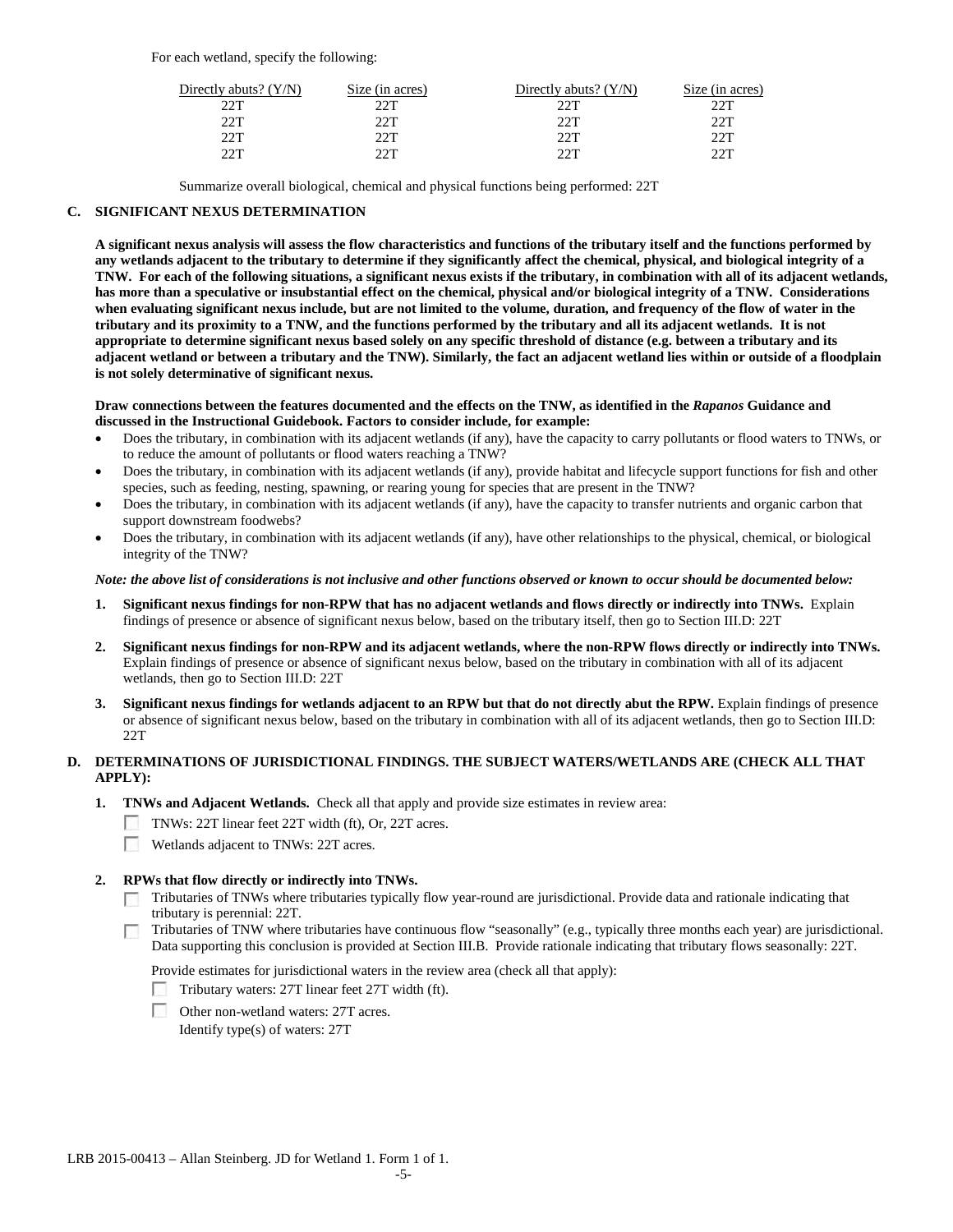For each wetland, specify the following:

| Directly abuts? (Y/N) | Size (in acres) | Directly abuts? (Y/N) | Size (in acres) |
|---|---|---|---|
| 22T | 22T | 22T | 22T |
| 22T | 22T | 22T | 22T |
| 22T | 22T | 22T | 22T |
| 22T | 22T | 22T | 22T |

Summarize overall biological, chemical and physical functions being performed: 22T

### C. SIGNIFICANT NEXUS DETERMINATION

**A significant nexus analysis will assess the flow characteristics and functions of the tributary itself and the functions performed by any wetlands adjacent to the tributary to determine if they significantly affect the chemical, physical, and biological integrity of a TNW. For each of the following situations, a significant nexus exists if the tributary, in combination with all of its adjacent wetlands, has more than a speculative or insubstantial effect on the chemical, physical and/or biological integrity of a TNW. Considerations when evaluating significant nexus include, but are not limited to the volume, duration, and frequency of the flow of water in the tributary and its proximity to a TNW, and the functions performed by the tributary and all its adjacent wetlands. It is not appropriate to determine significant nexus based solely on any specific threshold of distance (e.g. between a tributary and its adjacent wetland or between a tributary and the TNW). Similarly, the fact an adjacent wetland lies within or outside of a floodplain is not solely determinative of significant nexus.**

**Draw connections between the features documented and the effects on the TNW, as identified in the *Rapanos* Guidance and discussed in the Instructional Guidebook. Factors to consider include, for example:**

- Does the tributary, in combination with its adjacent wetlands (if any), have the capacity to carry pollutants or flood waters to TNWs, or to reduce the amount of pollutants or flood waters reaching a TNW?
- Does the tributary, in combination with its adjacent wetlands (if any), provide habitat and lifecycle support functions for fish and other species, such as feeding, nesting, spawning, or rearing young for species that are present in the TNW?
- Does the tributary, in combination with its adjacent wetlands (if any), have the capacity to transfer nutrients and organic carbon that support downstream foodwebs?
- Does the tributary, in combination with its adjacent wetlands (if any), have other relationships to the physical, chemical, or biological integrity of the TNW?

***Note: the above list of considerations is not inclusive and other functions observed or known to occur should be documented below:***

1. **Significant nexus findings for non-RPW that has no adjacent wetlands and flows directly or indirectly into TNWs.** Explain findings of presence or absence of significant nexus below, based on the tributary itself, then go to Section III.D: 22T

2. **Significant nexus findings for non-RPW and its adjacent wetlands, where the non-RPW flows directly or indirectly into TNWs.** Explain findings of presence or absence of significant nexus below, based on the tributary in combination with all of its adjacent wetlands, then go to Section III.D: 22T

3. **Significant nexus findings for wetlands adjacent to an RPW but that do not directly abut the RPW.** Explain findings of presence or absence of significant nexus below, based on the tributary in combination with all of its adjacent wetlands, then go to Section III.D: 22T

### D. DETERMINATIONS OF JURISDICTIONAL FINDINGS. THE SUBJECT WATERS/WETLANDS ARE (CHECK ALL THAT APPLY):

1. **TNWs and Adjacent Wetlands.** Check all that apply and provide size estimates in review area:

   ☐ TNWs: 22T linear feet 22T width (ft), Or, 22T acres.

   ☐ Wetlands adjacent to TNWs: 22T acres.

2. **RPWs that flow directly or indirectly into TNWs.**

   ☐ Tributaries of TNWs where tributaries typically flow year-round are jurisdictional. Provide data and rationale indicating that tributary is perennial: 22T.

   ☐ Tributaries of TNW where tributaries have continuous flow "seasonally" (e.g., typically three months each year) are jurisdictional. Data supporting this conclusion is provided at Section III.B. Provide rationale indicating that tributary flows seasonally: 22T.

   Provide estimates for jurisdictional waters in the review area (check all that apply):

   ☐ Tributary waters: 27T linear feet 27T width (ft).

   ☐ Other non-wetland waters: 27T acres.

   Identify type(s) of waters: 27T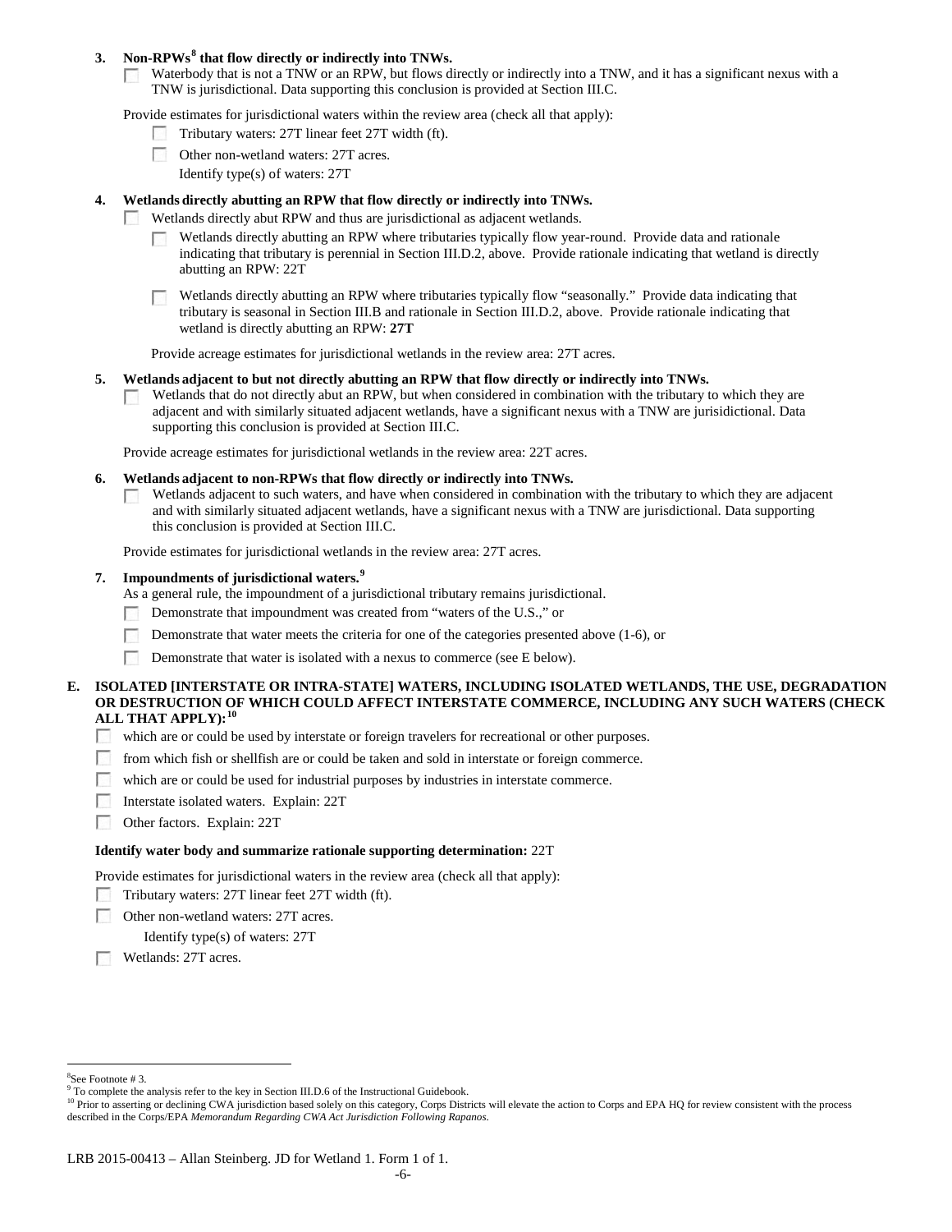**3. Non-RPWs[8] that flow directly or indirectly into TNWs.**

- [ ] Waterbody that is not a TNW or an RPW, but flows directly or indirectly into a TNW, and it has a significant nexus with a TNW is jurisdictional. Data supporting this conclusion is provided at Section III.C.

Provide estimates for jurisdictional waters within the review area (check all that apply):

- [ ] Tributary waters: 27T linear feet 27T width (ft).
- [ ] Other non-wetland waters: 27T acres.

  Identify type(s) of waters: 27T

**4. Wetlands directly abutting an RPW that flow directly or indirectly into TNWs.**

- [ ] Wetlands directly abut RPW and thus are jurisdictional as adjacent wetlands.
  - [ ] Wetlands directly abutting an RPW where tributaries typically flow year-round. Provide data and rationale indicating that tributary is perennial in Section III.D.2, above. Provide rationale indicating that wetland is directly abutting an RPW: 22T
  - [ ] Wetlands directly abutting an RPW where tributaries typically flow "seasonally." Provide data indicating that tributary is seasonal in Section III.B and rationale in Section III.D.2, above. Provide rationale indicating that wetland is directly abutting an RPW: **27T**

Provide acreage estimates for jurisdictional wetlands in the review area: 27T acres.

**5. Wetlands adjacent to but not directly abutting an RPW that flow directly or indirectly into TNWs.**

- [ ] Wetlands that do not directly abut an RPW, but when considered in combination with the tributary to which they are adjacent and with similarly situated adjacent wetlands, have a significant nexus with a TNW are jurisdictional. Data supporting this conclusion is provided at Section III.C.

Provide acreage estimates for jurisdictional wetlands in the review area: 22T acres.

**6. Wetlands adjacent to non-RPWs that flow directly or indirectly into TNWs.**

- [ ] Wetlands adjacent to such waters, and have when considered in combination with the tributary to which they are adjacent and with similarly situated adjacent wetlands, have a significant nexus with a TNW are jurisdictional. Data supporting this conclusion is provided at Section III.C.

Provide estimates for jurisdictional wetlands in the review area: 27T acres.

**7. Impoundments of jurisdictional waters.[9]**

As a general rule, the impoundment of a jurisdictional tributary remains jurisdictional.

- [ ] Demonstrate that impoundment was created from "waters of the U.S.," or
- [ ] Demonstrate that water meets the criteria for one of the categories presented above (1-6), or
- [ ] Demonstrate that water is isolated with a nexus to commerce (see E below).

**E. ISOLATED [INTERSTATE OR INTRA-STATE] WATERS, INCLUDING ISOLATED WETLANDS, THE USE, DEGRADATION OR DESTRUCTION OF WHICH COULD AFFECT INTERSTATE COMMERCE, INCLUDING ANY SUCH WATERS (CHECK ALL THAT APPLY):[10]**

- [ ] which are or could be used by interstate or foreign travelers for recreational or other purposes.
- [ ] from which fish or shellfish are or could be taken and sold in interstate or foreign commerce.
- [ ] which are or could be used for industrial purposes by industries in interstate commerce.
- [ ] Interstate isolated waters. Explain: 22T
- [ ] Other factors. Explain: 22T

**Identify water body and summarize rationale supporting determination:** 22T

Provide estimates for jurisdictional waters in the review area (check all that apply):

- [ ] Tributary waters: 27T linear feet 27T width (ft).
- [ ] Other non-wetland waters: 27T acres.

  Identify type(s) of waters: 27T

- [ ] Wetlands: 27T acres.

---

[8] See Footnote # 3.

[9] To complete the analysis refer to the key in Section III.D.6 of the Instructional Guidebook.

[10] Prior to asserting or declining CWA jurisdiction based solely on this category, Corps Districts will elevate the action to Corps and EPA HQ for review consistent with the process described in the Corps/EPA *Memorandum Regarding CWA Act Jurisdiction Following Rapanos.*

LRB 2015-00413 – Allan Steinberg. JD for Wetland 1. Form 1 of 1.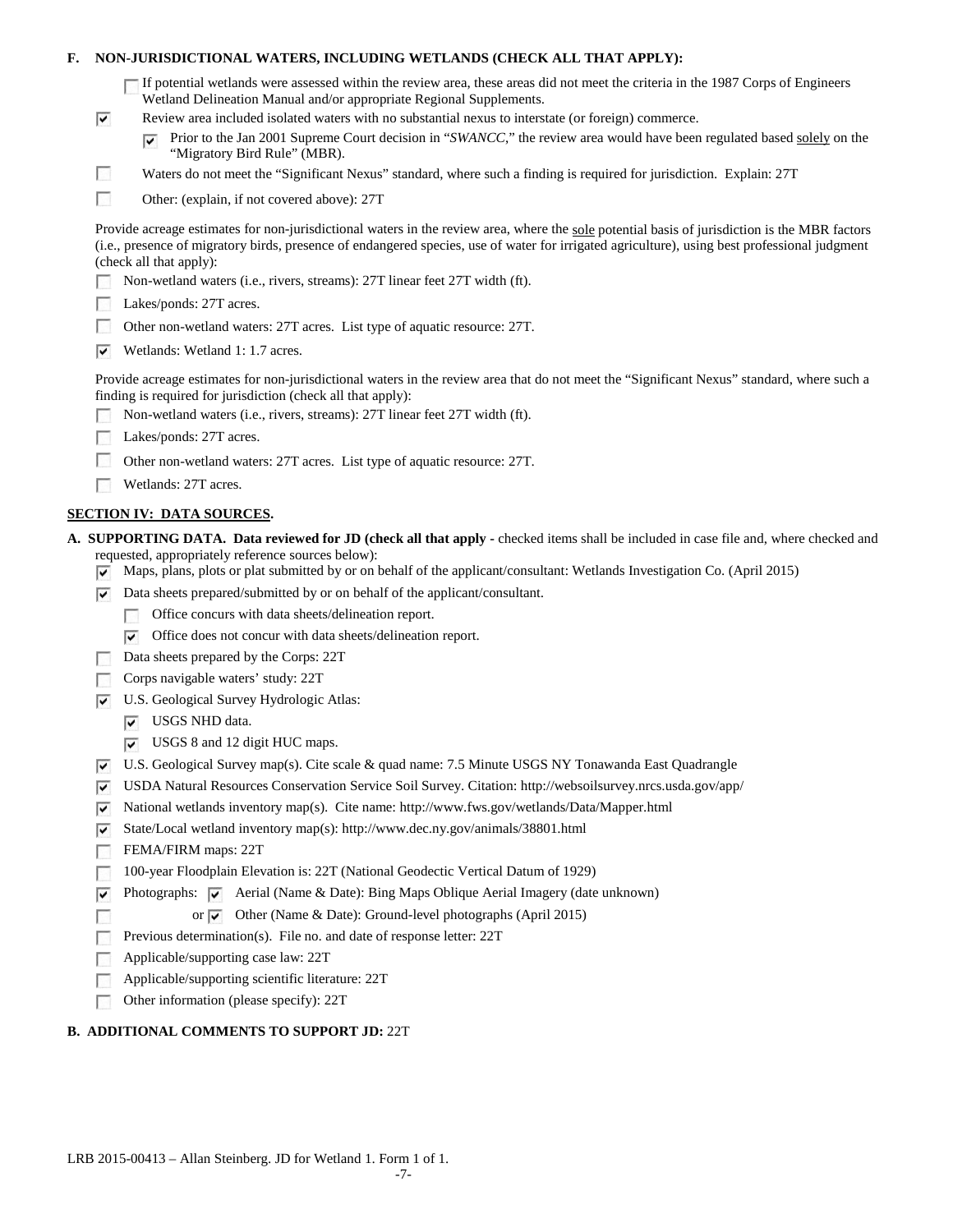**F. NON-JURISDICTIONAL WATERS, INCLUDING WETLANDS (CHECK ALL THAT APPLY):**

- ☐ If potential wetlands were assessed within the review area, these areas did not meet the criteria in the 1987 Corps of Engineers Wetland Delineation Manual and/or appropriate Regional Supplements.
- ☑ Review area included isolated waters with no substantial nexus to interstate (or foreign) commerce.
  - ☑ Prior to the Jan 2001 Supreme Court decision in "*SWANCC*," the review area would have been regulated based solely on the "Migratory Bird Rule" (MBR).
- ☐ Waters do not meet the "Significant Nexus" standard, where such a finding is required for jurisdiction. Explain: 27T
- ☐ Other: (explain, if not covered above): 27T

Provide acreage estimates for non-jurisdictional waters in the review area, where the sole potential basis of jurisdiction is the MBR factors (i.e., presence of migratory birds, presence of endangered species, use of water for irrigated agriculture), using best professional judgment (check all that apply):

- ☐ Non-wetland waters (i.e., rivers, streams): 27T linear feet 27T width (ft).
- ☐ Lakes/ponds: 27T acres.
- ☐ Other non-wetland waters: 27T acres. List type of aquatic resource: 27T.
- ☑ Wetlands: Wetland 1: 1.7 acres.

Provide acreage estimates for non-jurisdictional waters in the review area that do not meet the "Significant Nexus" standard, where such a finding is required for jurisdiction (check all that apply):

- ☐ Non-wetland waters (i.e., rivers, streams): 27T linear feet 27T width (ft).
- ☐ Lakes/ponds: 27T acres.
- ☐ Other non-wetland waters: 27T acres. List type of aquatic resource: 27T.
- ☐ Wetlands: 27T acres.

## SECTION IV: DATA SOURCES.

**A. SUPPORTING DATA. Data reviewed for JD (check all that apply** - checked items shall be included in case file and, where checked and requested, appropriately reference sources below):

- ☑ Maps, plans, plots or plat submitted by or on behalf of the applicant/consultant: Wetlands Investigation Co. (April 2015)
- ☑ Data sheets prepared/submitted by or on behalf of the applicant/consultant.
  - ☐ Office concurs with data sheets/delineation report.
  - ☑ Office does not concur with data sheets/delineation report.
- ☐ Data sheets prepared by the Corps: 22T
- ☐ Corps navigable waters' study: 22T
- ☑ U.S. Geological Survey Hydrologic Atlas:
  - ☑ USGS NHD data.
  - ☑ USGS 8 and 12 digit HUC maps.
- ☑ U.S. Geological Survey map(s). Cite scale & quad name: 7.5 Minute USGS NY Tonawanda East Quadrangle
- ☑ USDA Natural Resources Conservation Service Soil Survey. Citation: http://websoilsurvey.nrcs.usda.gov/app/
- ☑ National wetlands inventory map(s). Cite name: http://www.fws.gov/wetlands/Data/Mapper.html
- ☑ State/Local wetland inventory map(s): http://www.dec.ny.gov/animals/38801.html
- ☐ FEMA/FIRM maps: 22T
- ☐ 100-year Floodplain Elevation is: 22T (National Geodectic Vertical Datum of 1929)
- ☑ Photographs: ☑ Aerial (Name & Date): Bing Maps Oblique Aerial Imagery (date unknown)
- ☐ or ☑ Other (Name & Date): Ground-level photographs (April 2015)
- ☐ Previous determination(s). File no. and date of response letter: 22T
- ☐ Applicable/supporting case law: 22T
- ☐ Applicable/supporting scientific literature: 22T
- ☐ Other information (please specify): 22T

**B. ADDITIONAL COMMENTS TO SUPPORT JD:** 22T

LRB 2015-00413 – Allan Steinberg. JD for Wetland 1. Form 1 of 1.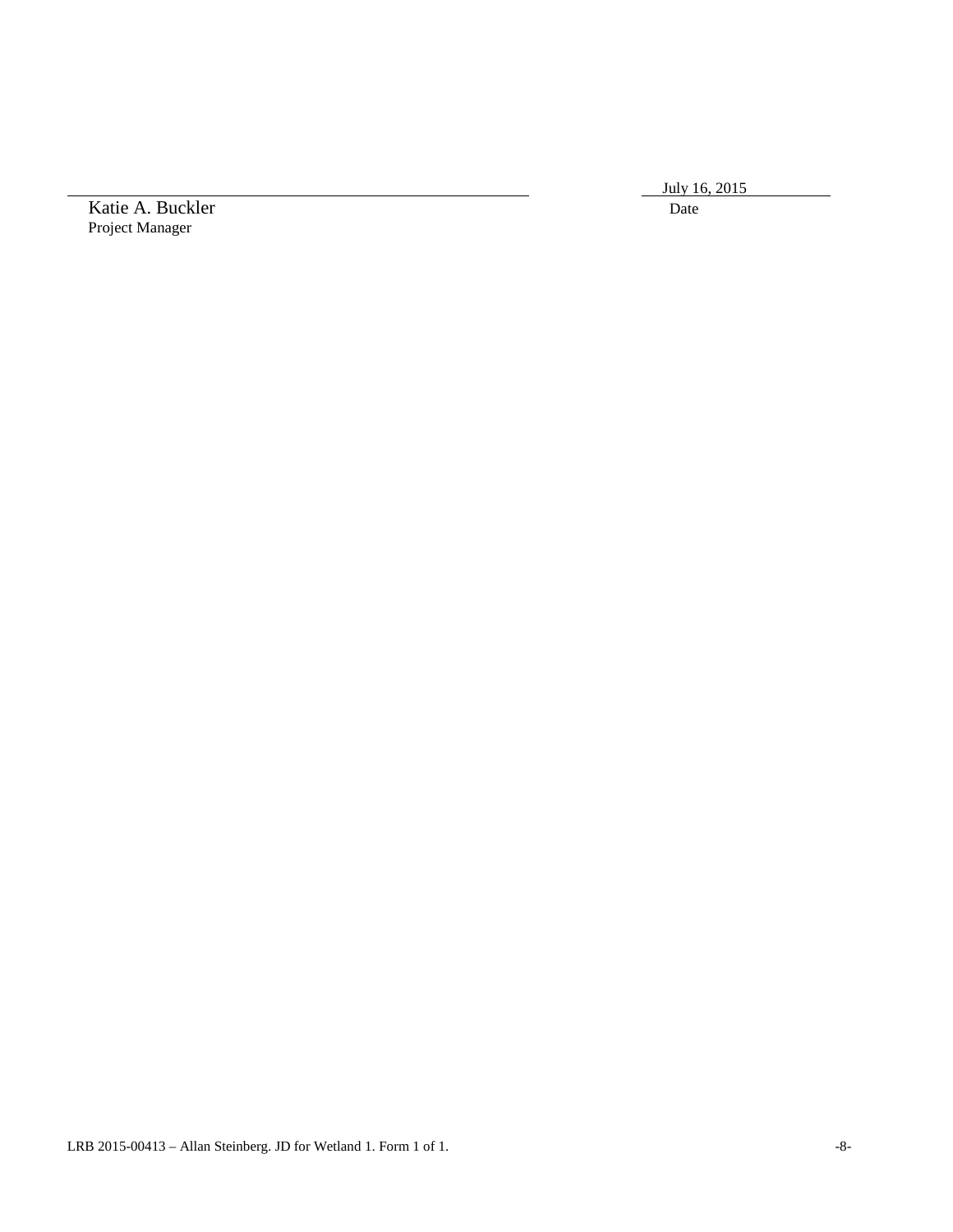_________________________________________________________ July 16, 2015

Katie A. Buckler Date

Project Manager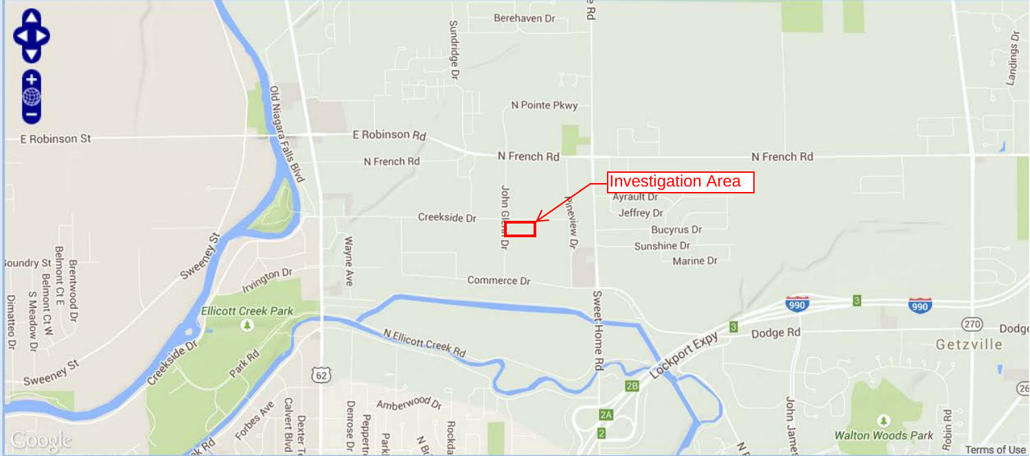Investigation Area

Berehaven Dr
Sundridge Dr
N Pointe Pkwy
E Robinson St
E Robinson Rd
N French Rd
N French Rd
N French Rd
Old Niagara Falls Blvd
Creekside Dr
John Glenn Dr
Pineview Dr
Ayrault Dr
Jeffrey Dr
Bucyrus Dr
Sunshine Dr
Marine Dr
Wayne Ave
Commerce Dr
Sweet Home Rd
Sweeney St
Irvington Dr
Ellicott Creek Park
Foundry St
Brentwood Dr
Belmont Ct E
Belmont Ct W
S Meadow Dr
Dimatteo Dr
Sweeney St
Creekside Dr
Park Rd
N Ellicott Creek Rd
Forbes Ave
Calvert Blvd
Dexter Te
Denrose Dr
Peppertr
Amberwood Dr
Rockda
Lockport Expy
990
3
990
3
2B
2A
2
62
270
Dodge Rd
Dodge
Getzville
John James
Landings Dr
Walton Woods Park
Robin Rd
Google
Terms of Use